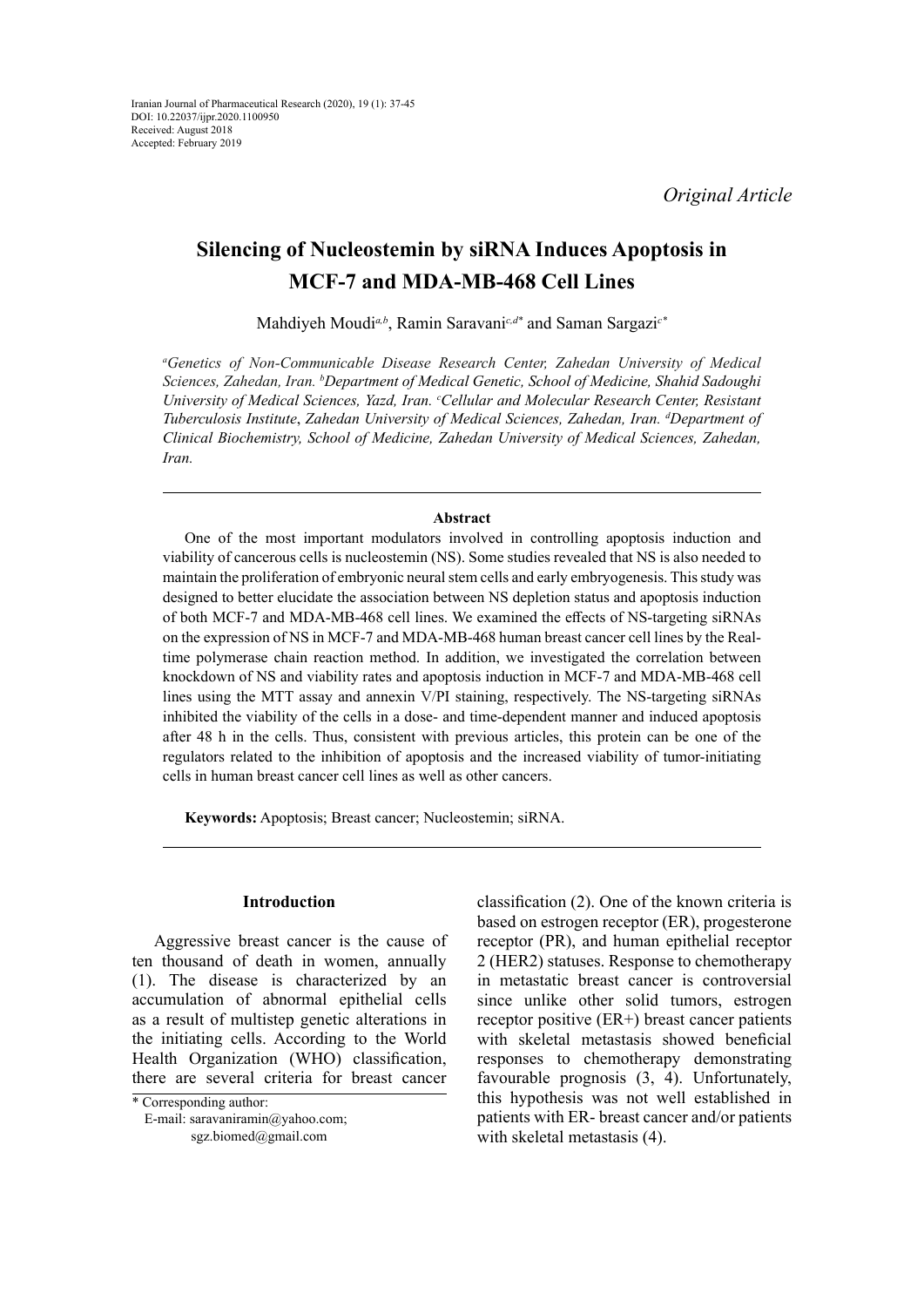Iranian Journal of Pharmaceutical Research (2020), 19 (1): 37-45
DOI: 10.22037/ijpr.2020.1100950
Received: August 2018
Accepted: February 2019

*Original Article*

# Silencing of Nucleostemin by siRNA Induces Apoptosis in MCF-7 and MDA-MB-468 Cell Lines

Mahdiyeh Moudi[a,b], Ramin Saravani[c,d*] and Saman Sargazi[c*]

*[a]Genetics of Non-Communicable Disease Research Center, Zahedan University of Medical Sciences, Zahedan, Iran. [b]Department of Medical Genetic, School of Medicine, Shahid Sadoughi University of Medical Sciences, Yazd, Iran. [c]Cellular and Molecular Research Center, Resistant Tuberculosis Institute, Zahedan University of Medical Sciences, Zahedan, Iran. [d]Department of Clinical Biochemistry, School of Medicine, Zahedan University of Medical Sciences, Zahedan, Iran.*

## Abstract

One of the most important modulators involved in controlling apoptosis induction and viability of cancerous cells is nucleostemin (NS). Some studies revealed that NS is also needed to maintain the proliferation of embryonic neural stem cells and early embryogenesis. This study was designed to better elucidate the association between NS depletion status and apoptosis induction of both MCF-7 and MDA-MB-468 cell lines. We examined the effects of NS-targeting siRNAs on the expression of NS in MCF-7 and MDA-MB-468 human breast cancer cell lines by the Real-time polymerase chain reaction method. In addition, we investigated the correlation between knockdown of NS and viability rates and apoptosis induction in MCF-7 and MDA-MB-468 cell lines using the MTT assay and annexin V/PI staining, respectively. The NS-targeting siRNAs inhibited the viability of the cells in a dose- and time-dependent manner and induced apoptosis after 48 h in the cells. Thus, consistent with previous articles, this protein can be one of the regulators related to the inhibition of apoptosis and the increased viability of tumor-initiating cells in human breast cancer cell lines as well as other cancers.

**Keywords:** Apoptosis; Breast cancer; Nucleostemin; siRNA.

## Introduction

Aggressive breast cancer is the cause of ten thousand of death in women, annually (1). The disease is characterized by an accumulation of abnormal epithelial cells as a result of multistep genetic alterations in the initiating cells. According to the World Health Organization (WHO) classification, there are several criteria for breast cancer classification (2). One of the known criteria is based on estrogen receptor (ER), progesterone receptor (PR), and human epithelial receptor 2 (HER2) statuses. Response to chemotherapy in metastatic breast cancer is controversial since unlike other solid tumors, estrogen receptor positive (ER+) breast cancer patients with skeletal metastasis showed beneficial responses to chemotherapy demonstrating favourable prognosis (3, 4). Unfortunately, this hypothesis was not well established in patients with ER- breast cancer and/or patients with skeletal metastasis (4).

\* Corresponding author:
E-mail: saravaniramin@yahoo.com; sgz.biomed@gmail.com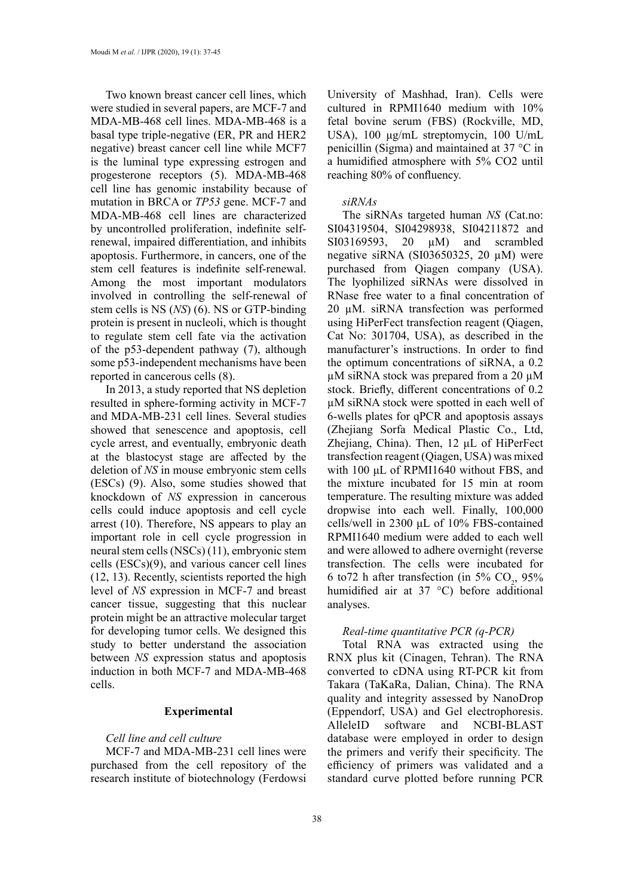Two known breast cancer cell lines, which were studied in several papers, are MCF-7 and MDA-MB-468 cell lines. MDA-MB-468 is a basal type triple-negative (ER, PR and HER2 negative) breast cancer cell line while MCF7 is the luminal type expressing estrogen and progesterone receptors (5). MDA-MB-468 cell line has genomic instability because of mutation in BRCA or *TP53* gene. MCF-7 and MDA-MB-468 cell lines are characterized by uncontrolled proliferation, indefinite self-renewal, impaired differentiation, and inhibits apoptosis. Furthermore, in cancers, one of the stem cell features is indefinite self-renewal. Among the most important modulators involved in controlling the self-renewal of stem cells is NS (*NS*) (6). NS or GTP-binding protein is present in nucleoli, which is thought to regulate stem cell fate via the activation of the p53-dependent pathway (7), although some p53-independent mechanisms have been reported in cancerous cells (8).

In 2013, a study reported that NS depletion resulted in sphere-forming activity in MCF-7 and MDA-MB-231 cell lines. Several studies showed that senescence and apoptosis, cell cycle arrest, and eventually, embryonic death at the blastocyst stage are affected by the deletion of *NS* in mouse embryonic stem cells (ESCs) (9). Also, some studies showed that knockdown of *NS* expression in cancerous cells could induce apoptosis and cell cycle arrest (10). Therefore, NS appears to play an important role in cell cycle progression in neural stem cells (NSCs) (11), embryonic stem cells (ESCs)(9), and various cancer cell lines (12, 13). Recently, scientists reported the high level of *NS* expression in MCF-7 and breast cancer tissue, suggesting that this nuclear protein might be an attractive molecular target for developing tumor cells. We designed this study to better understand the association between *NS* expression status and apoptosis induction in both MCF-7 and MDA-MB-468 cells.

## Experimental

*Cell line and cell culture*

MCF-7 and MDA-MB-231 cell lines were purchased from the cell repository of the research institute of biotechnology (Ferdowsi University of Mashhad, Iran). Cells were cultured in RPMI1640 medium with 10% fetal bovine serum (FBS) (Rockville, MD, USA), 100 µg/mL streptomycin, 100 U/mL penicillin (Sigma) and maintained at 37 °C in a humidified atmosphere with 5% CO2 until reaching 80% of confluency.

*siRNAs*

The siRNAs targeted human *NS* (Cat.no: SI04319504, SI04298938, SI04211872 and SI03169593, 20 µM) and scrambled negative siRNA (SI03650325, 20 µM) were purchased from Qiagen company (USA). The lyophilized siRNAs were dissolved in RNase free water to a final concentration of 20 µM. siRNA transfection was performed using HiPerFect transfection reagent (Qiagen, Cat No: 301704, USA), as described in the manufacturer's instructions. In order to find the optimum concentrations of siRNA, a 0.2 µM siRNA stock was prepared from a 20 µM stock. Briefly, different concentrations of 0.2 µM siRNA stock were spotted in each well of 6-wells plates for qPCR and apoptosis assays (Zhejiang Sorfa Medical Plastic Co., Ltd, Zhejiang, China). Then, 12 µL of HiPerFect transfection reagent (Qiagen, USA) was mixed with 100 µL of RPMI1640 without FBS, and the mixture incubated for 15 min at room temperature. The resulting mixture was added dropwise into each well. Finally, 100,000 cells/well in 2300 µL of 10% FBS-contained RPMI1640 medium were added to each well and were allowed to adhere overnight (reverse transfection. The cells were incubated for 6 to72 h after transfection (in 5% $CO_2$, 95% humidified air at 37 °C) before additional analyses.

*Real-time quantitative PCR (q-PCR)*

Total RNA was extracted using the RNX plus kit (Cinagen, Tehran). The RNA converted to cDNA using RT-PCR kit from Takara (TaKaRa, Dalian, China). The RNA quality and integrity assessed by NanoDrop (Eppendorf, USA) and Gel electrophoresis. AlleleID software and NCBI-BLAST database were employed in order to design the primers and verify their specificity. The efficiency of primers was validated and a standard curve plotted before running PCR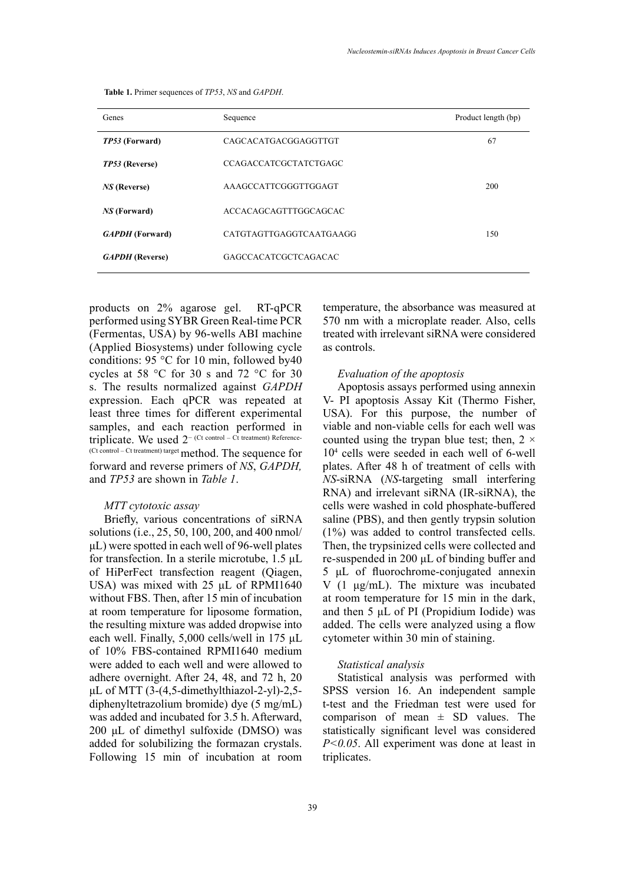**Table 1.** Primer sequences of *TP53*, *NS* and *GAPDH*.

| Genes | Sequence | Product length (bp) |
|---|---|---|
| ***TP53* (Forward)** | CAGCACATGACGGAGGTTGT | 67 |
| ***TP53* (Reverse)** | CCAGACCATCGCTATCTGAGC | |
| ***NS* (Reverse)** | AAAGCCATTCGGGTTGGAGT | 200 |
| ***NS* (Forward)** | ACCACAGCAGTTTGGCAGCAC | |
| ***GAPDH* (Forward)** | CATGTAGTTGAGGTCAATGAAGG | 150 |
| ***GAPDH* (Reverse)** | GAGCCACATCGCTCAGACAC | |

products on 2% agarose gel. RT-qPCR performed using SYBR Green Real-time PCR (Fermentas, USA) by 96-wells ABI machine (Applied Biosystems) under following cycle conditions: 95 °C for 10 min, followed by40 cycles at 58 °C for 30 s and 72 °C for 30 s. The results normalized against *GAPDH* expression. Each qPCR was repeated at least three times for different experimental samples, and each reaction performed in triplicate. We used $2^{-(\text{Ct control} - \text{Ct treatment})\,\text{Reference}-(\text{Ct control} - \text{Ct treatment})\,\text{target}}$ method. The sequence for forward and reverse primers of *NS*, *GAPDH,* and *TP53* are shown in *Table 1*.

*MTT cytotoxic assay*

Briefly, various concentrations of siRNA solutions (i.e., 25, 50, 100, 200, and 400 nmol/µL) were spotted in each well of 96-well plates for transfection. In a sterile microtube, 1.5 µL of HiPerFect transfection reagent (Qiagen, USA) was mixed with 25 µL of RPMI1640 without FBS. Then, after 15 min of incubation at room temperature for liposome formation, the resulting mixture was added dropwise into each well. Finally, 5,000 cells/well in 175 µL of 10% FBS-contained RPMI1640 medium were added to each well and were allowed to adhere overnight. After 24, 48, and 72 h, 20 µL of MTT (3-(4,5-dimethylthiazol-2-yl)-2,5-diphenyltetrazolium bromide) dye (5 mg/mL) was added and incubated for 3.5 h. Afterward, 200 µL of dimethyl sulfoxide (DMSO) was added for solubilizing the formazan crystals. Following 15 min of incubation at room temperature, the absorbance was measured at 570 nm with a microplate reader. Also, cells treated with irrelevant siRNA were considered as controls.

*Evaluation of the apoptosis*

Apoptosis assays performed using annexin V- PI apoptosis Assay Kit (Thermo Fisher, USA). For this purpose, the number of viable and non-viable cells for each well was counted using the trypan blue test; then, $2 \times 10^4$ cells were seeded in each well of 6-well plates. After 48 h of treatment of cells with *NS*-siRNA (*NS*-targeting small interfering RNA) and irrelevant siRNA (IR-siRNA), the cells were washed in cold phosphate-buffered saline (PBS), and then gently trypsin solution (1%) was added to control transfected cells. Then, the trypsinized cells were collected and re-suspended in 200 µL of binding buffer and 5 µL of fluorochrome-conjugated annexin V (1 µg/mL). The mixture was incubated at room temperature for 15 min in the dark, and then 5 µL of PI (Propidium Iodide) was added. The cells were analyzed using a flow cytometer within 30 min of staining.

*Statistical analysis*

Statistical analysis was performed with SPSS version 16. An independent sample t-test and the Friedman test were used for comparison of mean ± SD values. The statistically significant level was considered *P<0.05*. All experiment was done at least in triplicates.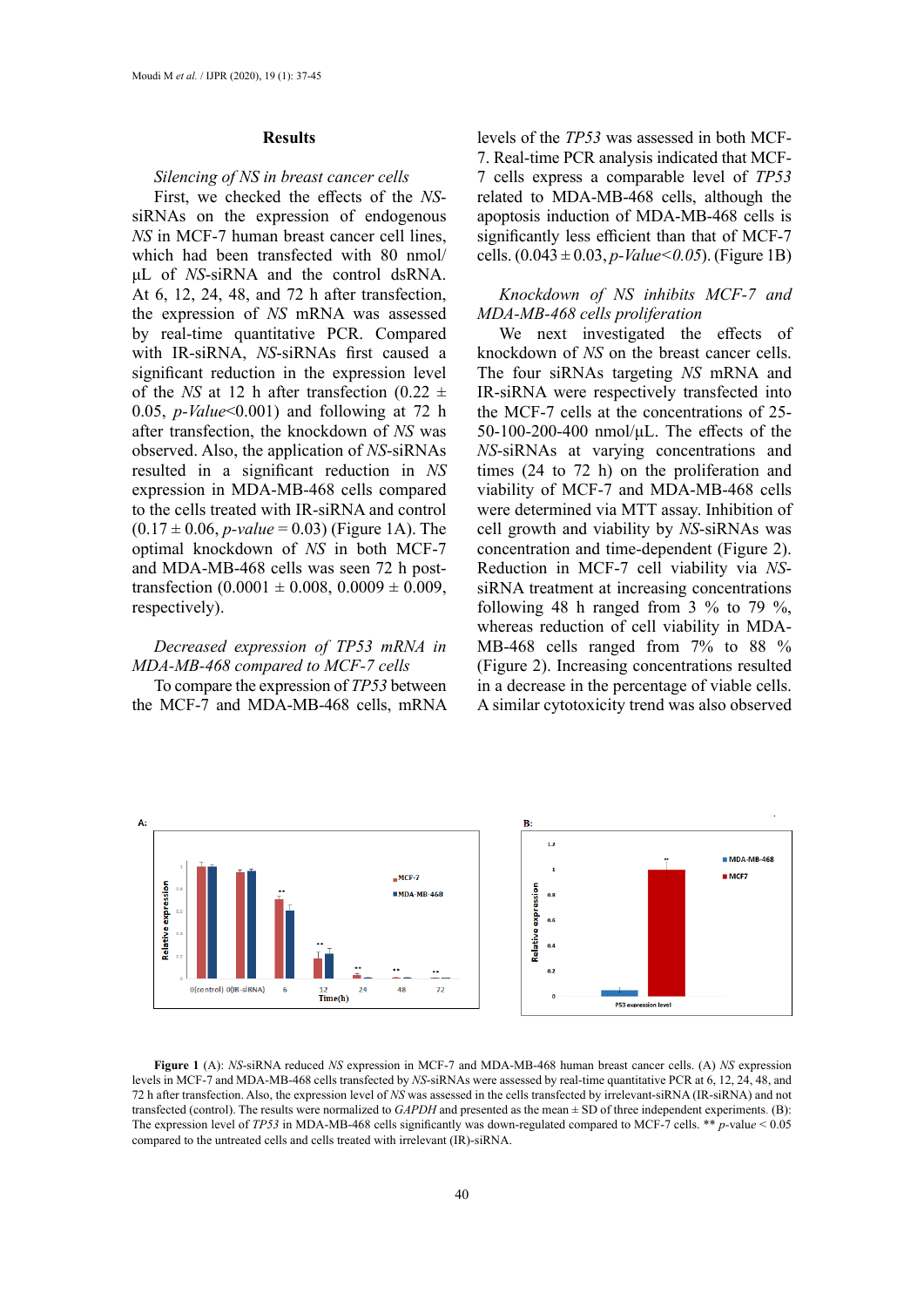## Results

*Silencing of NS in breast cancer cells*

First, we checked the effects of the *NS*-siRNAs on the expression of endogenous *NS* in MCF-7 human breast cancer cell lines, which had been transfected with 80 nmol/µL of *NS*-siRNA and the control dsRNA. At 6, 12, 24, 48, and 72 h after transfection, the expression of *NS* mRNA was assessed by real-time quantitative PCR. Compared with IR-siRNA, *NS*-siRNAs first caused a significant reduction in the expression level of the *NS* at 12 h after transfection (0.22 ± 0.05, *p-Value*<0.001) and following at 72 h after transfection, the knockdown of *NS* was observed. Also, the application of *NS*-siRNAs resulted in a significant reduction in *NS* expression in MDA-MB-468 cells compared to the cells treated with IR-siRNA and control (0.17 ± 0.06, *p-value* = 0.03) (Figure 1A). The optimal knockdown of *NS* in both MCF-7 and MDA-MB-468 cells was seen 72 h post-transfection (0.0001 ± 0.008, 0.0009 ± 0.009, respectively).

*Decreased expression of TP53 mRNA in MDA-MB-468 compared to MCF-7 cells*

To compare the expression of *TP53* between the MCF-7 and MDA-MB-468 cells, mRNA levels of the *TP53* was assessed in both MCF-7. Real-time PCR analysis indicated that MCF-7 cells express a comparable level of *TP53* related to MDA-MB-468 cells, although the apoptosis induction of MDA-MB-468 cells is significantly less efficient than that of MCF-7 cells. (0.043 ± 0.03, *p-Value<0.05*). (Figure 1B)

*Knockdown of NS inhibits MCF-7 and MDA-MB-468 cells proliferation*

We next investigated the effects of knockdown of *NS* on the breast cancer cells. The four siRNAs targeting *NS* mRNA and IR-siRNA were respectively transfected into the MCF-7 cells at the concentrations of 25-50-100-200-400 nmol/µL. The effects of the *NS*-siRNAs at varying concentrations and times (24 to 72 h) on the proliferation and viability of MCF-7 and MDA-MB-468 cells were determined via MTT assay. Inhibition of cell growth and viability by *NS*-siRNAs was concentration and time-dependent (Figure 2). Reduction in MCF-7 cell viability via *NS*-siRNA treatment at increasing concentrations following 48 h ranged from 3 % to 79 %, whereas reduction of cell viability in MDA-MB-468 cells ranged from 7% to 88 % (Figure 2). Increasing concentrations resulted in a decrease in the percentage of viable cells. A similar cytotoxicity trend was also observed

**Figure 1** (A): *NS*-siRNA reduced *NS* expression in MCF-7 and MDA-MB-468 human breast cancer cells. (A) *NS* expression levels in MCF-7 and MDA-MB-468 cells transfected by *NS*-siRNAs were assessed by real-time quantitative PCR at 6, 12, 24, 48, and 72 h after transfection. Also, the expression level of *NS* was assessed in the cells transfected by irrelevant-siRNA (IR-siRNA) and not transfected (control). The results were normalized to *GAPDH* and presented as the mean ± SD of three independent experiments. (B): The expression level of *TP53* in MDA-MB-468 cells significantly was down-regulated compared to MCF-7 cells. ** *p*-value < 0.05 compared to the untreated cells and cells treated with irrelevant (IR)-siRNA.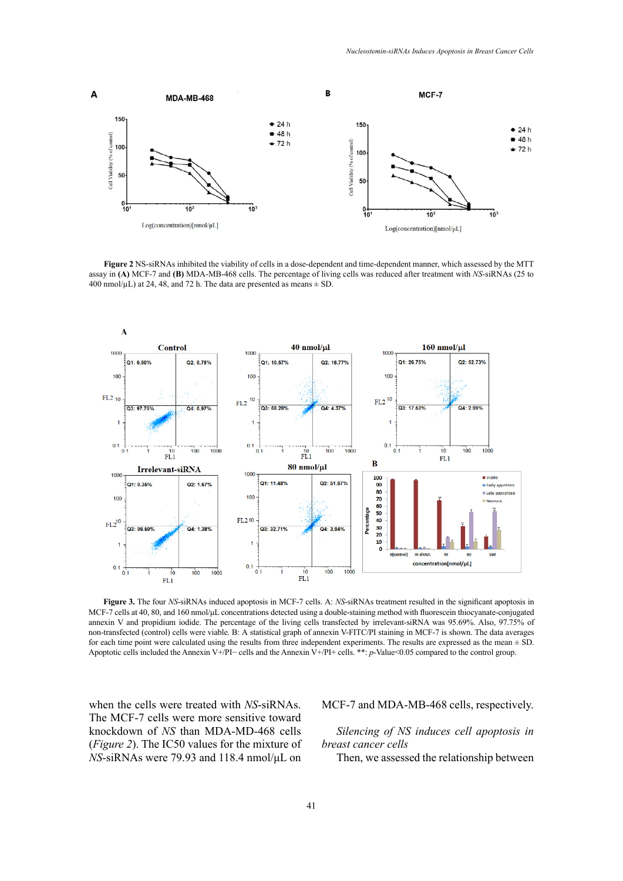**Figure 2** NS-siRNAs inhibited the viability of cells in a dose-dependent and time-dependent manner, which assessed by the MTT assay in **(A)** MCF-7 and **(B)** MDA-MB-468 cells. The percentage of living cells was reduced after treatment with *NS*-siRNAs (25 to 400 nmol/µL) at 24, 48, and 72 h. The data are presented as means ± SD.

**Figure 3.** The four *NS*-siRNAs induced apoptosis in MCF-7 cells. A: *NS*-siRNAs treatment resulted in the significant apoptosis in MCF-7 cells at 40, 80, and 160 nmol/µL concentrations detected using a double-staining method with fluorescein thiocyanate-conjugated annexin V and propidium iodide. The percentage of the living cells transfected by irrelevant-siRNA was 95.69%. Also, 97.75% of non-transfected (control) cells were viable. B: A statistical graph of annexin V-FITC/PI staining in MCF-7 is shown. The data averages for each time point were calculated using the results from three independent experiments. The results are expressed as the mean ± SD. Apoptotic cells included the Annexin V+/PI− cells and the Annexin V+/PI+ cells. **: *p*-Value<0.05 compared to the control group.

when the cells were treated with *NS*-siRNAs. The MCF-7 cells were more sensitive toward knockdown of *NS* than MDA-MD-468 cells (*Figure 2*). The IC50 values for the mixture of *NS*-siRNAs were 79.93 and 118.4 nmol/µL on MCF-7 and MDA-MB-468 cells, respectively.

*Silencing of NS induces cell apoptosis in breast cancer cells*

Then, we assessed the relationship between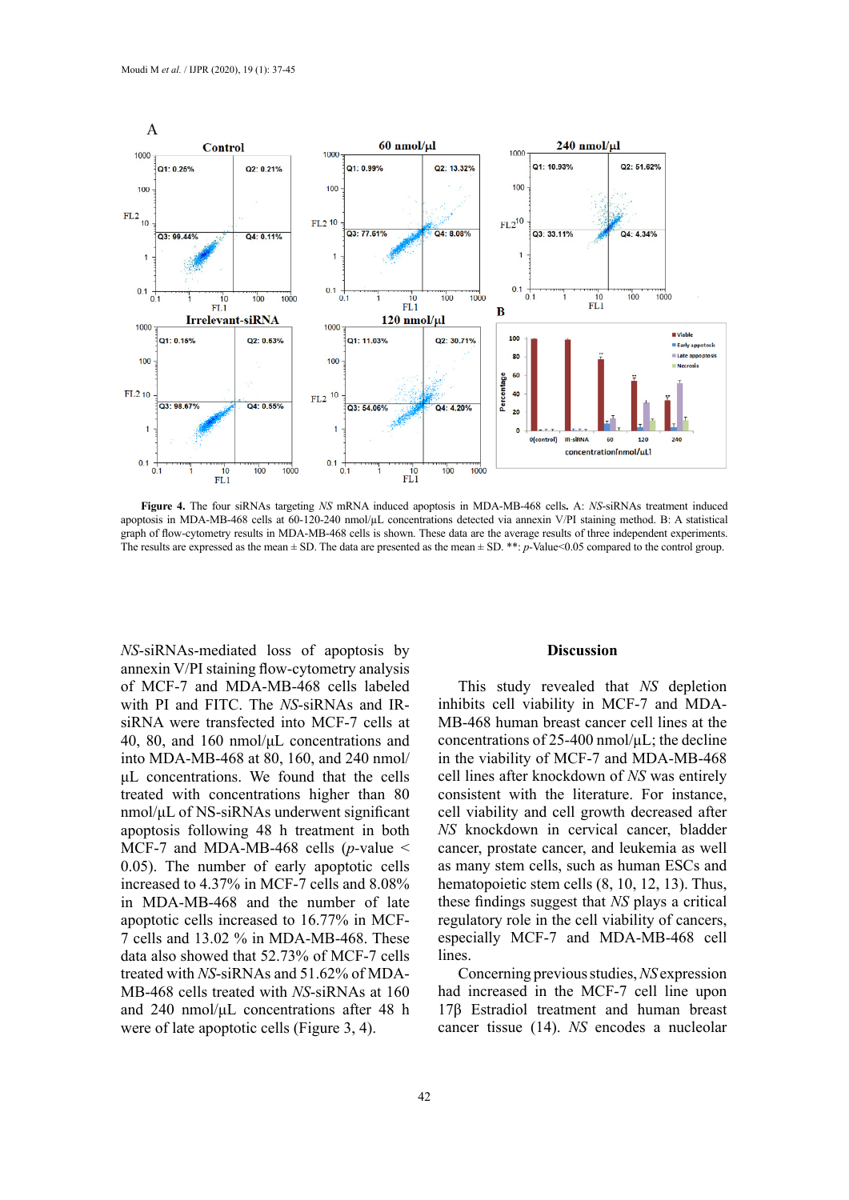**Figure 4.** The four siRNAs targeting *NS* mRNA induced apoptosis in MDA-MB-468 cells**.** A: *NS*-siRNAs treatment induced apoptosis in MDA-MB-468 cells at 60-120-240 nmol/µL concentrations detected via annexin V/PI staining method. B: A statistical graph of flow-cytometry results in MDA-MB-468 cells is shown. These data are the average results of three independent experiments. The results are expressed as the mean ± SD. The data are presented as the mean ± SD. **: *p*-Value<0.05 compared to the control group.

*NS*-siRNAs-mediated loss of apoptosis by annexin V/PI staining flow-cytometry analysis of MCF-7 and MDA-MB-468 cells labeled with PI and FITC. The *NS*-siRNAs and IR-siRNA were transfected into MCF-7 cells at 40, 80, and 160 nmol/µL concentrations and into MDA-MB-468 at 80, 160, and 240 nmol/µL concentrations. We found that the cells treated with concentrations higher than 80 nmol/µL of NS-siRNAs underwent significant apoptosis following 48 h treatment in both MCF-7 and MDA-MB-468 cells (*p*-value < 0.05). The number of early apoptotic cells increased to 4.37% in MCF-7 cells and 8.08% in MDA-MB-468 and the number of late apoptotic cells increased to 16.77% in MCF-7 cells and 13.02 % in MDA-MB-468. These data also showed that 52.73% of MCF-7 cells treated with *NS*-siRNAs and 51.62% of MDA-MB-468 cells treated with *NS*-siRNAs at 160 and 240 nmol/µL concentrations after 48 h were of late apoptotic cells (Figure 3, 4).

## Discussion

This study revealed that *NS* depletion inhibits cell viability in MCF-7 and MDA-MB-468 human breast cancer cell lines at the concentrations of 25-400 nmol/µL; the decline in the viability of MCF-7 and MDA-MB-468 cell lines after knockdown of *NS* was entirely consistent with the literature. For instance, cell viability and cell growth decreased after *NS* knockdown in cervical cancer, bladder cancer, prostate cancer, and leukemia as well as many stem cells, such as human ESCs and hematopoietic stem cells (8, 10, 12, 13). Thus, these findings suggest that *NS* plays a critical regulatory role in the cell viability of cancers, especially MCF-7 and MDA-MB-468 cell lines.

Concerning previous studies, *NS* expression had increased in the MCF-7 cell line upon 17β Estradiol treatment and human breast cancer tissue (14). *NS* encodes a nucleolar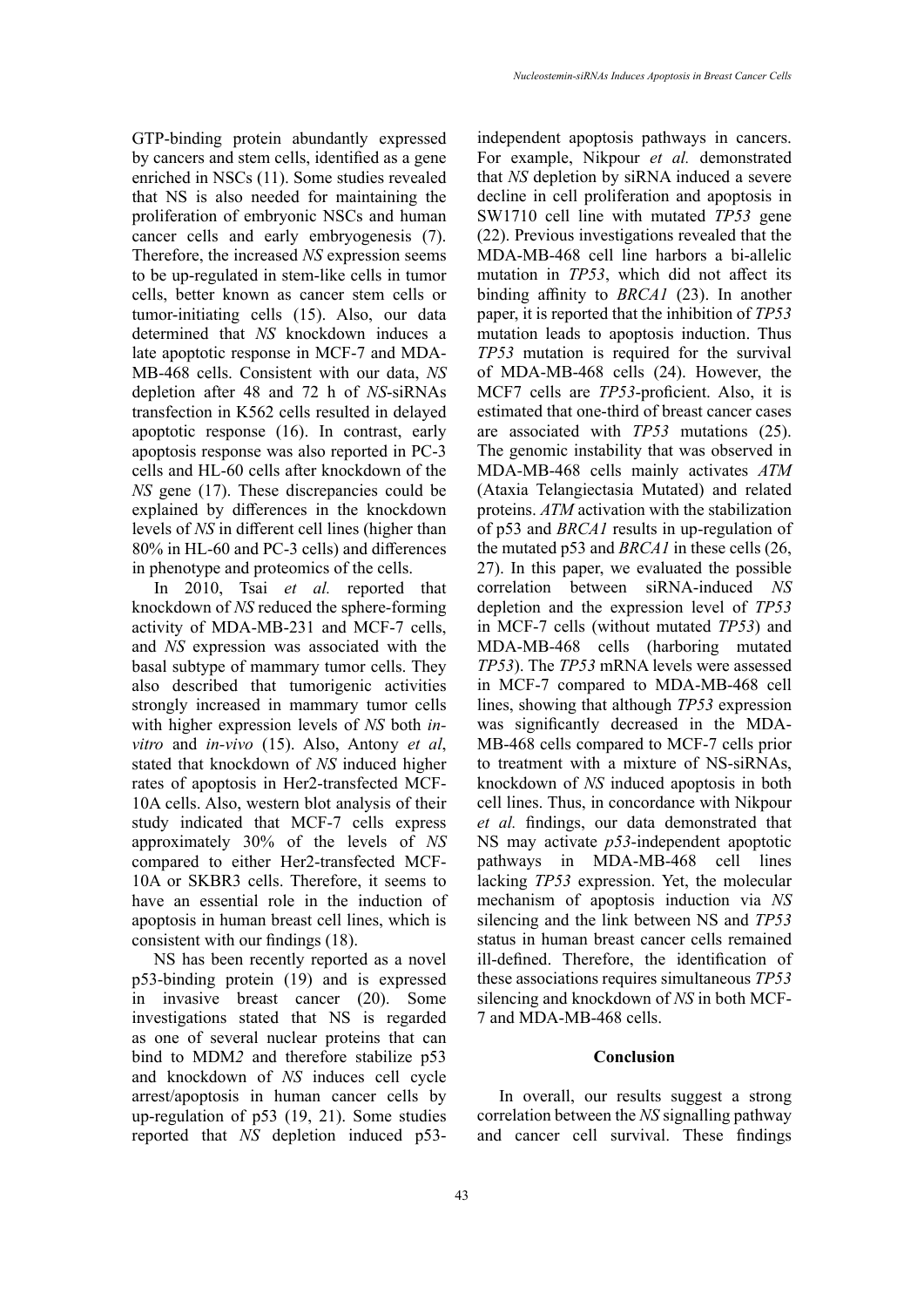GTP-binding protein abundantly expressed by cancers and stem cells, identified as a gene enriched in NSCs (11). Some studies revealed that NS is also needed for maintaining the proliferation of embryonic NSCs and human cancer cells and early embryogenesis (7). Therefore, the increased *NS* expression seems to be up-regulated in stem-like cells in tumor cells, better known as cancer stem cells or tumor-initiating cells (15). Also, our data determined that *NS* knockdown induces a late apoptotic response in MCF-7 and MDA-MB-468 cells. Consistent with our data, *NS* depletion after 48 and 72 h of *NS*-siRNAs transfection in K562 cells resulted in delayed apoptotic response (16). In contrast, early apoptosis response was also reported in PC-3 cells and HL-60 cells after knockdown of the *NS* gene (17). These discrepancies could be explained by differences in the knockdown levels of *NS* in different cell lines (higher than 80% in HL-60 and PC-3 cells) and differences in phenotype and proteomics of the cells.

In 2010, Tsai *et al.* reported that knockdown of *NS* reduced the sphere-forming activity of MDA-MB-231 and MCF-7 cells, and *NS* expression was associated with the basal subtype of mammary tumor cells. They also described that tumorigenic activities strongly increased in mammary tumor cells with higher expression levels of *NS* both *in-vitro* and *in-vivo* (15). Also, Antony *et al*, stated that knockdown of *NS* induced higher rates of apoptosis in Her2-transfected MCF-10A cells. Also, western blot analysis of their study indicated that MCF-7 cells express approximately 30% of the levels of *NS* compared to either Her2-transfected MCF-10A or SKBR3 cells. Therefore, it seems to have an essential role in the induction of apoptosis in human breast cell lines, which is consistent with our findings (18).

NS has been recently reported as a novel p53-binding protein (19) and is expressed in invasive breast cancer (20). Some investigations stated that NS is regarded as one of several nuclear proteins that can bind to MDM*2* and therefore stabilize p53 and knockdown of *NS* induces cell cycle arrest/apoptosis in human cancer cells by up-regulation of p53 (19, 21). Some studies reported that *NS* depletion induced p53-independent apoptosis pathways in cancers. For example, Nikpour *et al.* demonstrated that *NS* depletion by siRNA induced a severe decline in cell proliferation and apoptosis in SW1710 cell line with mutated *TP53* gene (22). Previous investigations revealed that the MDA-MB-468 cell line harbors a bi-allelic mutation in *TP53*, which did not affect its binding affinity to *BRCA1* (23). In another paper, it is reported that the inhibition of *TP53* mutation leads to apoptosis induction. Thus *TP53* mutation is required for the survival of MDA-MB-468 cells (24). However, the MCF7 cells are *TP53*-proficient. Also, it is estimated that one-third of breast cancer cases are associated with *TP53* mutations (25). The genomic instability that was observed in MDA-MB-468 cells mainly activates *ATM* (Ataxia Telangiectasia Mutated) and related proteins. *ATM* activation with the stabilization of p53 and *BRCA1* results in up-regulation of the mutated p53 and *BRCA1* in these cells (26, 27). In this paper, we evaluated the possible correlation between siRNA-induced *NS* depletion and the expression level of *TP53* in MCF-7 cells (without mutated *TP53*) and MDA-MB-468 cells (harboring mutated *TP53*). The *TP53* mRNA levels were assessed in MCF-7 compared to MDA-MB-468 cell lines, showing that although *TP53* expression was significantly decreased in the MDA-MB-468 cells compared to MCF-7 cells prior to treatment with a mixture of NS-siRNAs, knockdown of *NS* induced apoptosis in both cell lines. Thus, in concordance with Nikpour *et al.* findings, our data demonstrated that NS may activate *p53*-independent apoptotic pathways in MDA-MB-468 cell lines lacking *TP53* expression. Yet, the molecular mechanism of apoptosis induction via *NS* silencing and the link between NS and *TP53* status in human breast cancer cells remained ill-defined. Therefore, the identification of these associations requires simultaneous *TP53* silencing and knockdown of *NS* in both MCF-7 and MDA-MB-468 cells.

## Conclusion

In overall, our results suggest a strong correlation between the *NS* signalling pathway and cancer cell survival. These findings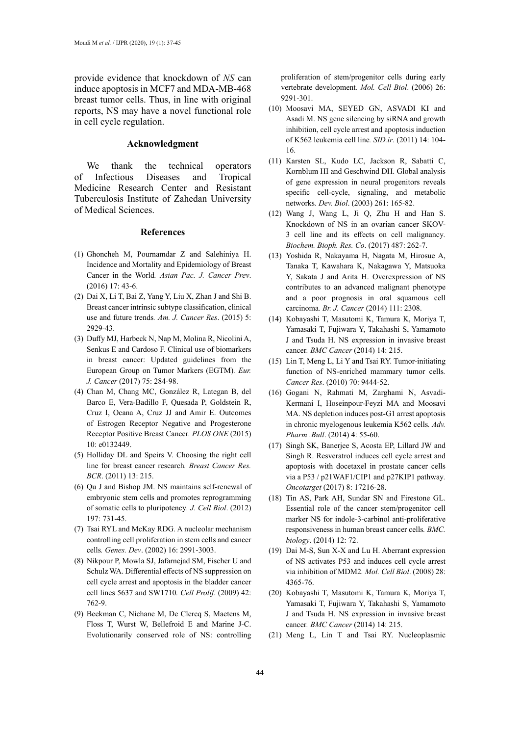provide evidence that knockdown of *NS* can induce apoptosis in MCF7 and MDA-MB-468 breast tumor cells. Thus, in line with original reports, NS may have a novel functional role in cell cycle regulation.

## Acknowledgment

We thank the technical operators of Infectious Diseases and Tropical Medicine Research Center and Resistant Tuberculosis Institute of Zahedan University of Medical Sciences.

## References

(1) Ghoncheh M, Pournamdar Z and Salehiniya H. Incidence and Mortality and Epidemiology of Breast Cancer in the World*. Asian Pac. J. Cancer Prev*. (2016) 17: 43-6.

(2) Dai X, Li T, Bai Z, Yang Y, Liu X, Zhan J and Shi B. Breast cancer intrinsic subtype classification, clinical use and future trends*. Am. J. Cancer Res*. (2015) 5: 2929-43.

(3) Duffy MJ, Harbeck N, Nap M, Molina R, Nicolini A, Senkus E and Cardoso F. Clinical use of biomarkers in breast cancer: Updated guidelines from the European Group on Tumor Markers (EGTM)*. Eur. J. Cancer* (2017) 75: 284-98.

(4) Chan M, Chang MC, González R, Lategan B, del Barco E, Vera-Badillo F, Quesada P, Goldstein R, Cruz I, Ocana A, Cruz JJ and Amir E. Outcomes of Estrogen Receptor Negative and Progesterone Receptor Positive Breast Cancer*. PLOS ONE* (2015) 10: e0132449.

(5) Holliday DL and Speirs V. Choosing the right cell line for breast cancer research*. Breast Cancer Res. BCR*. (2011) 13: 215.

(6) Qu J and Bishop JM. NS maintains self-renewal of embryonic stem cells and promotes reprogramming of somatic cells to pluripotency*. J. Cell Biol*. (2012) 197: 731-45.

(7) Tsai RYL and McKay RDG. A nucleolar mechanism controlling cell proliferation in stem cells and cancer cells*. Genes. Dev*. (2002) 16: 2991-3003.

(8) Nikpour P, Mowla SJ, Jafarnejad SM, Fischer U and Schulz WA. Differential effects of NS suppression on cell cycle arrest and apoptosis in the bladder cancer cell lines 5637 and SW1710*. Cell Prolif*. (2009) 42: 762-9.

(9) Beekman C, Nichane M, De Clercq S, Maetens M, Floss T, Wurst W, Bellefroid E and Marine J-C. Evolutionarily conserved role of NS: controlling proliferation of stem/progenitor cells during early vertebrate development*. Mol. Cell Biol*. (2006) 26: 9291-301.

(10) Moosavi MA, SEYED GN, ASVADI KI and Asadi M. NS gene silencing by siRNA and growth inhibition, cell cycle arrest and apoptosis induction of K562 leukemia cell line*. SID.ir*. (2011) 14: 104-16.

(11) Karsten SL, Kudo LC, Jackson R, Sabatti C, Kornblum HI and Geschwind DH. Global analysis of gene expression in neural progenitors reveals specific cell-cycle, signaling, and metabolic networks*. Dev. Biol*. (2003) 261: 165-82.

(12) Wang J, Wang L, Ji Q, Zhu H and Han S. Knockdown of NS in an ovarian cancer SKOV-3 cell line and its effects on cell malignancy*. Biochem. Bioph. Res. Co*. (2017) 487: 262-7.

(13) Yoshida R, Nakayama H, Nagata M, Hirosue A, Tanaka T, Kawahara K, Nakagawa Y, Matsuoka Y, Sakata J and Arita H. Overexpression of NS contributes to an advanced malignant phenotype and a poor prognosis in oral squamous cell carcinoma*. Br. J. Cancer* (2014) 111: 2308.

(14) Kobayashi T, Masutomi K, Tamura K, Moriya T, Yamasaki T, Fujiwara Y, Takahashi S, Yamamoto J and Tsuda H. NS expression in invasive breast cancer*. BMC Cancer* (2014) 14: 215.

(15) Lin T, Meng L, Li Y and Tsai RY. Tumor-initiating function of NS-enriched mammary tumor cells*. Cancer Res*. (2010) 70: 9444-52.

(16) Gogani N, Rahmati M, Zarghami N, Asvadi-Kermani I, Hoseinpour-Feyzi MA and Moosavi MA. NS depletion induces post-G1 arrest apoptosis in chronic myelogenous leukemia K562 cells*. Adv. Pharm .Bull*. (2014) 4: 55-60.

(17) Singh SK, Banerjee S, Acosta EP, Lillard JW and Singh R. Resveratrol induces cell cycle arrest and apoptosis with docetaxel in prostate cancer cells via a P53 / p21WAF1/CIP1 and p27KIP1 pathway*. Oncotarget* (2017) 8: 17216-28.

(18) Tin AS, Park AH, Sundar SN and Firestone GL. Essential role of the cancer stem/progenitor cell marker NS for indole-3-carbinol anti-proliferative responsiveness in human breast cancer cells*. BMC. biology*. (2014) 12: 72.

(19) Dai M-S, Sun X-X and Lu H. Aberrant expression of NS activates P53 and induces cell cycle arrest via inhibition of MDM2*. Mol. Cell Biol*. (2008) 28: 4365-76.

(20) Kobayashi T, Masutomi K, Tamura K, Moriya T, Yamasaki T, Fujiwara Y, Takahashi S, Yamamoto J and Tsuda H. NS expression in invasive breast cancer*. BMC Cancer* (2014) 14: 215.

(21) Meng L, Lin T and Tsai RY. Nucleoplasmic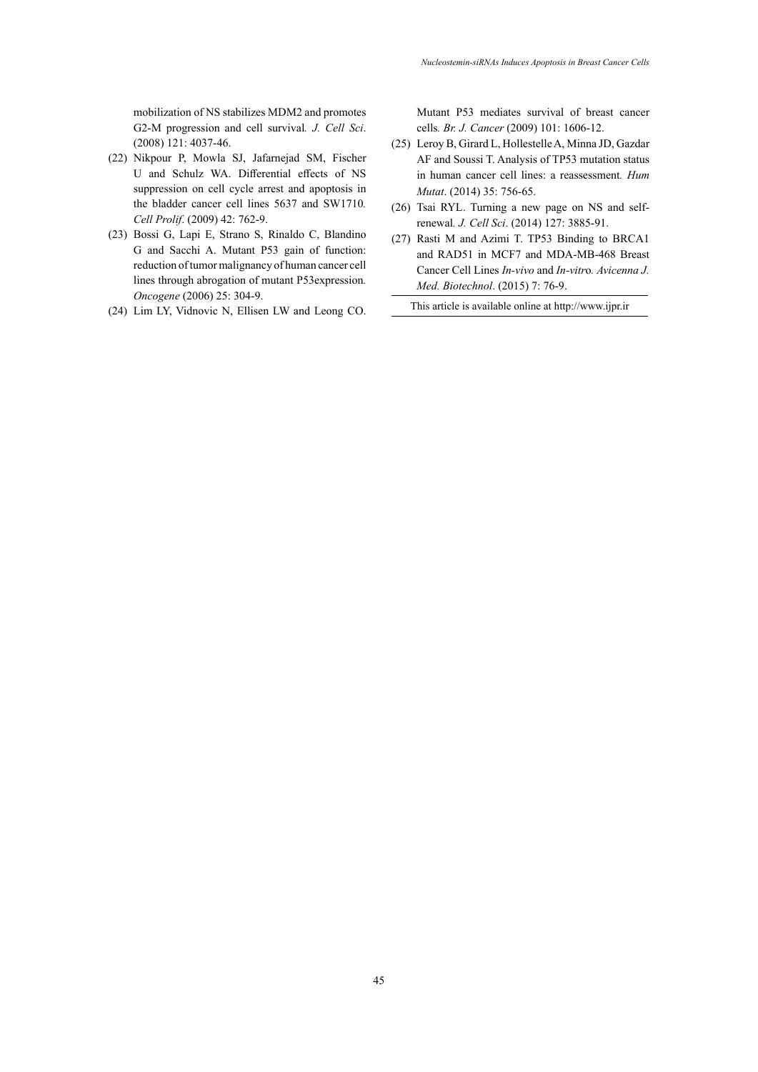mobilization of NS stabilizes MDM2 and promotes G2-M progression and cell survival. *J. Cell Sci*. (2008) 121: 4037-46.

(22) Nikpour P, Mowla SJ, Jafarnejad SM, Fischer U and Schulz WA. Differential effects of NS suppression on cell cycle arrest and apoptosis in the bladder cancer cell lines 5637 and SW1710. *Cell Prolif*. (2009) 42: 762-9.

(23) Bossi G, Lapi E, Strano S, Rinaldo C, Blandino G and Sacchi A. Mutant P53 gain of function: reduction of tumor malignancy of human cancer cell lines through abrogation of mutant P53expression. *Oncogene* (2006) 25: 304-9.

(24) Lim LY, Vidnovic N, Ellisen LW and Leong CO. Mutant P53 mediates survival of breast cancer cells. *Br. J. Cancer* (2009) 101: 1606-12.

(25) Leroy B, Girard L, Hollestelle A, Minna JD, Gazdar AF and Soussi T. Analysis of TP53 mutation status in human cancer cell lines: a reassessment. *Hum Mutat*. (2014) 35: 756-65.

(26) Tsai RYL. Turning a new page on NS and self-renewal. *J. Cell Sci*. (2014) 127: 3885-91.

(27) Rasti M and Azimi T. TP53 Binding to BRCA1 and RAD51 in MCF7 and MDA-MB-468 Breast Cancer Cell Lines *In-vivo* and *In-vitro*. *Avicenna J. Med. Biotechnol*. (2015) 7: 76-9.

This article is available online at http://www.ijpr.ir